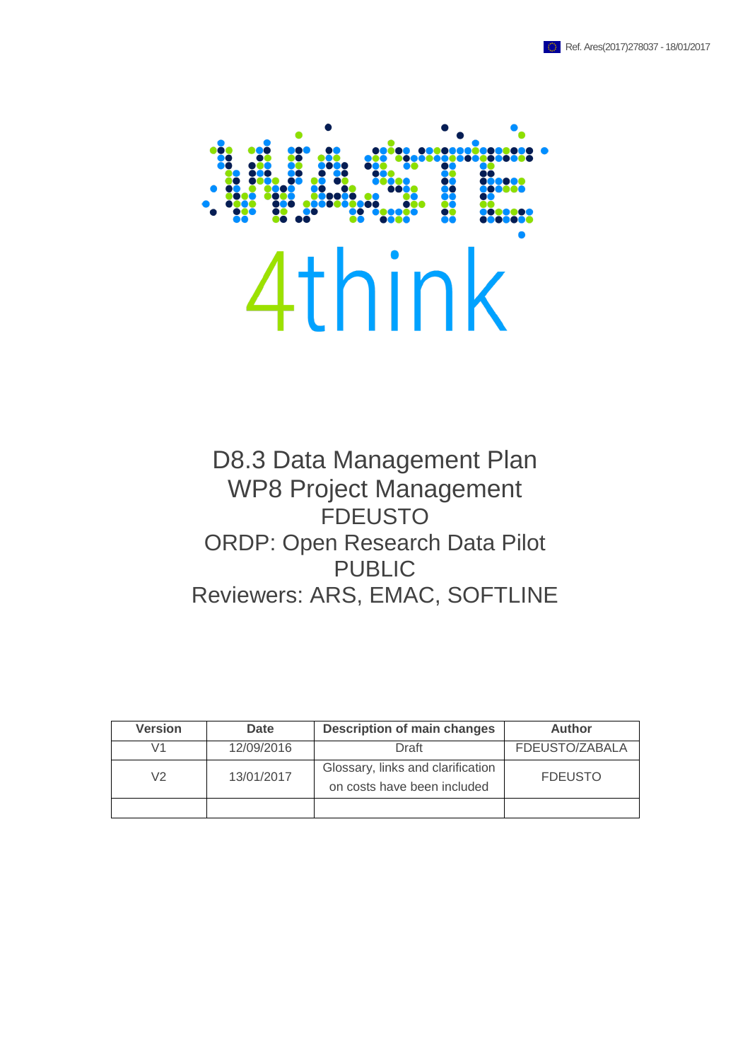Ref. Ares(2017)278037 - 18/01/2017

WASTE 4think

# D8.3 Data Management Plan
## WP8 Project Management
FDEUSTO

ORDP: Open Research Data Pilot

PUBLIC

Reviewers: ARS, EMAC, SOFTLINE

| Version | Date | Description of main changes | Author |
| --- | --- | --- | --- |
| V1 | 12/09/2016 | Draft | FDEUSTO/ZABALA |
| V2 | 13/01/2017 | Glossary, links and clarification on costs have been included | FDEUSTO |
| | | | |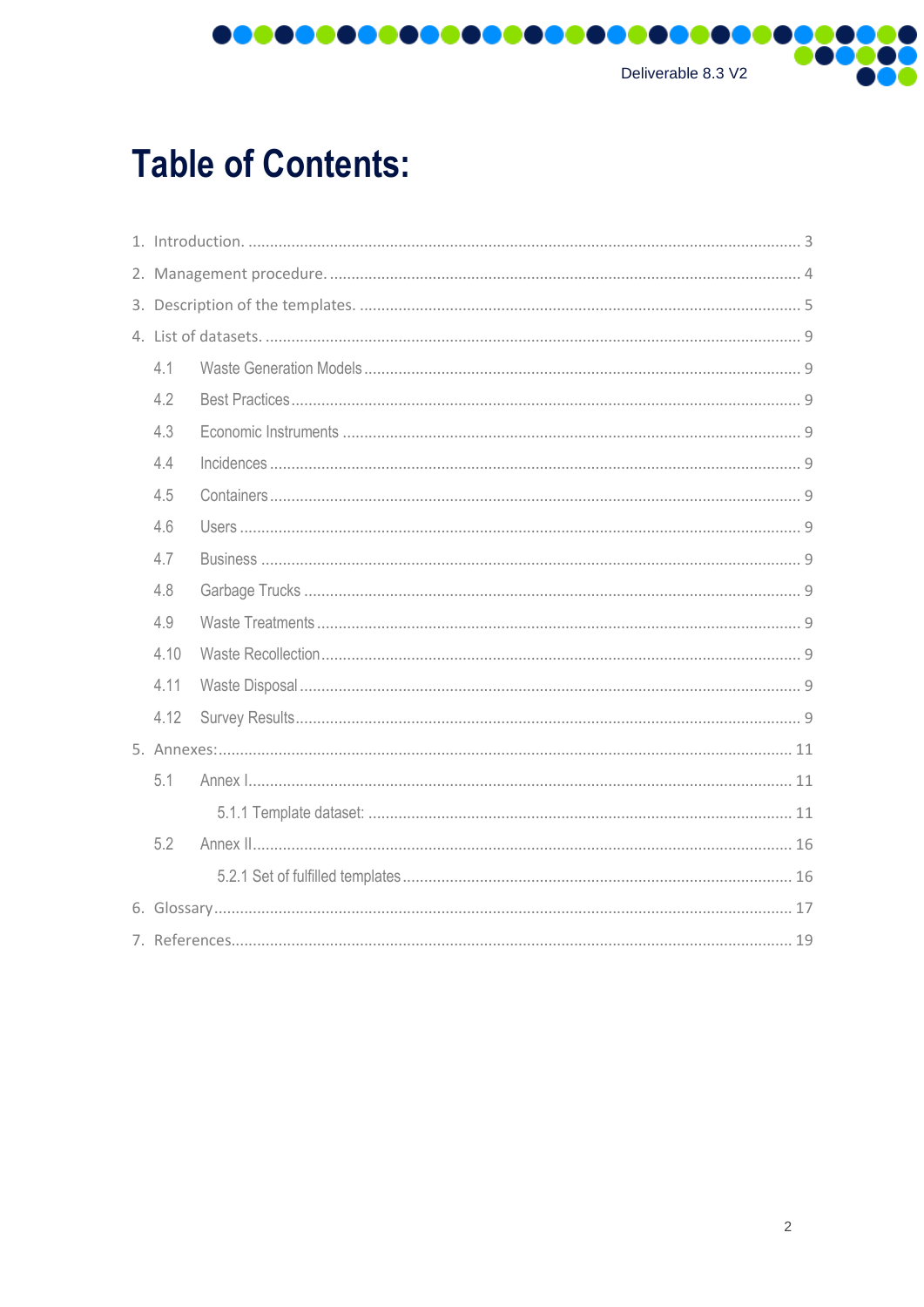# Table of Contents:

1. Introduction. ............................................................................................................................ 3
2. Management procedure. ............................................................................................................ 4
3. Description of the templates. ..................................................................................................... 5
4. List of datasets. ......................................................................................................................... 9
    - 4.1 Waste Generation Models ................................................................................................... 9
    - 4.2 Best Practices ..................................................................................................................... 9
    - 4.3 Economic Instruments ........................................................................................................ 9
    - 4.4 Incidences .......................................................................................................................... 9
    - 4.5 Containers .......................................................................................................................... 9
    - 4.6 Users ................................................................................................................................... 9
    - 4.7 Business .............................................................................................................................. 9
    - 4.8 Garbage Trucks .................................................................................................................. 9
    - 4.9 Waste Treatments ............................................................................................................... 9
    - 4.10 Waste Recollection ............................................................................................................ 9
    - 4.11 Waste Disposal .................................................................................................................. 9
    - 4.12 Survey Results .................................................................................................................. 9
5. Annexes: .................................................................................................................................. 11
    - 5.1 Annex I .............................................................................................................................. 11
        - 5.1.1 Template dataset: ....................................................................................................... 11
    - 5.2 Annex II ............................................................................................................................. 16
        - 5.2.1 Set of fulfilled templates .............................................................................................. 16
6. Glossary ................................................................................................................................... 17
7. References ................................................................................................................................ 19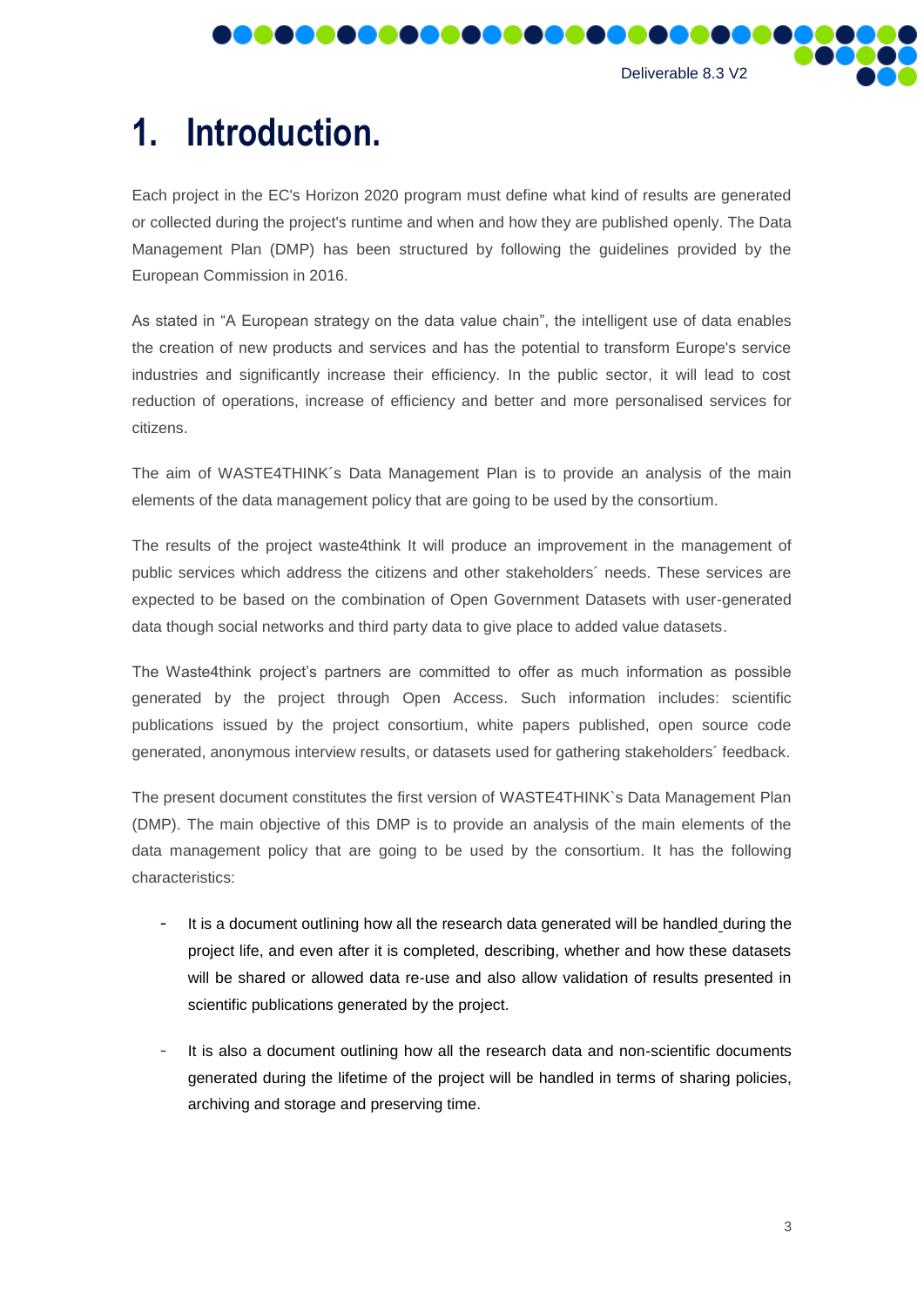# 1. Introduction.

Each project in the EC's Horizon 2020 program must define what kind of results are generated or collected during the project's runtime and when and how they are published openly. The Data Management Plan (DMP) has been structured by following the guidelines provided by the European Commission in 2016.

As stated in "A European strategy on the data value chain", the intelligent use of data enables the creation of new products and services and has the potential to transform Europe's service industries and significantly increase their efficiency. In the public sector, it will lead to cost reduction of operations, increase of efficiency and better and more personalised services for citizens.

The aim of WASTE4THINK´s Data Management Plan is to provide an analysis of the main elements of the data management policy that are going to be used by the consortium.

The results of the project waste4think It will produce an improvement in the management of public services which address the citizens and other stakeholders´ needs. These services are expected to be based on the combination of Open Government Datasets with user-generated data though social networks and third party data to give place to added value datasets.

The Waste4think project's partners are committed to offer as much information as possible generated by the project through Open Access. Such information includes: scientific publications issued by the project consortium, white papers published, open source code generated, anonymous interview results, or datasets used for gathering stakeholders´ feedback.

The present document constitutes the first version of WASTE4THINK`s Data Management Plan (DMP). The main objective of this DMP is to provide an analysis of the main elements of the data management policy that are going to be used by the consortium. It has the following characteristics:

- It is a document outlining how all the research data generated will be handled during the project life, and even after it is completed, describing, whether and how these datasets will be shared or allowed data re-use and also allow validation of results presented in scientific publications generated by the project.
- It is also a document outlining how all the research data and non-scientific documents generated during the lifetime of the project will be handled in terms of sharing policies, archiving and storage and preserving time.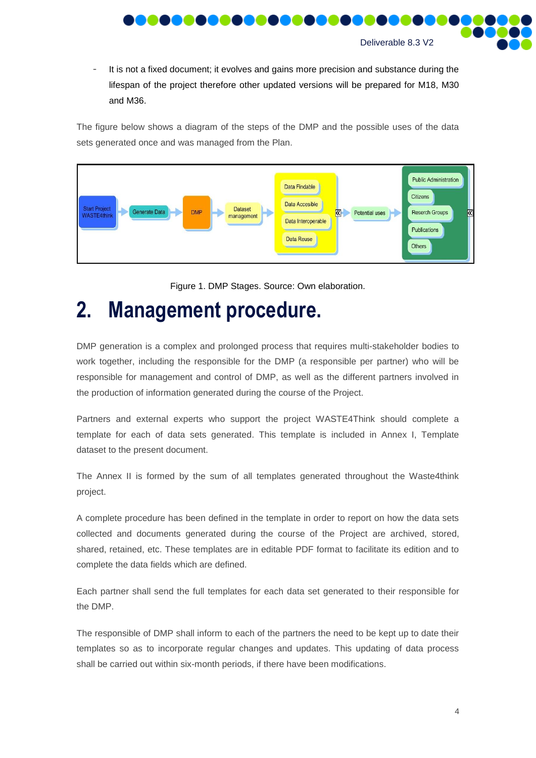- It is not a fixed document; it evolves and gains more precision and substance during the lifespan of the project therefore other updated versions will be prepared for M18, M30 and M36.

The figure below shows a diagram of the steps of the DMP and the possible uses of the data sets generated once and was managed from the Plan.

Figure 1. DMP Stages. Source: Own elaboration.

# 2. Management procedure.

DMP generation is a complex and prolonged process that requires multi-stakeholder bodies to work together, including the responsible for the DMP (a responsible per partner) who will be responsible for management and control of DMP, as well as the different partners involved in the production of information generated during the course of the Project.

Partners and external experts who support the project WASTE4Think should complete a template for each of data sets generated. This template is included in Annex I, Template dataset to the present document.

The Annex II is formed by the sum of all templates generated throughout the Waste4think project.

A complete procedure has been defined in the template in order to report on how the data sets collected and documents generated during the course of the Project are archived, stored, shared, retained, etc. These templates are in editable PDF format to facilitate its edition and to complete the data fields which are defined.

Each partner shall send the full templates for each data set generated to their responsible for the DMP.

The responsible of DMP shall inform to each of the partners the need to be kept up to date their templates so as to incorporate regular changes and updates. This updating of data process shall be carried out within six-month periods, if there have been modifications.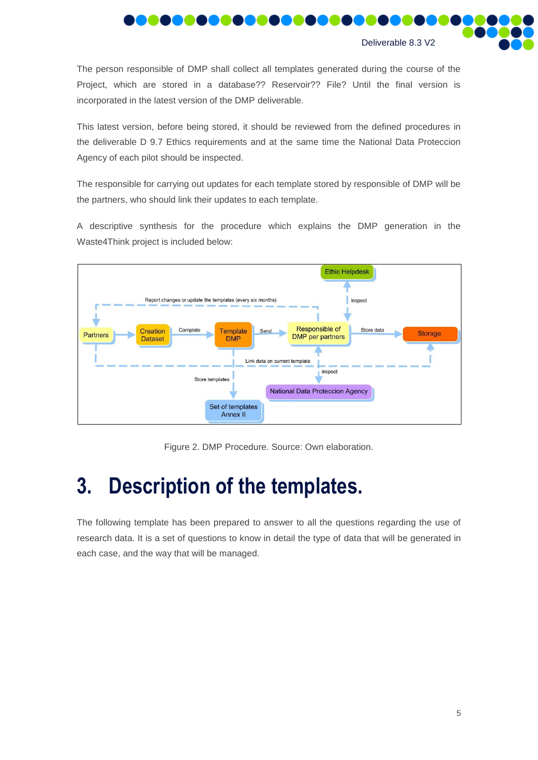The person responsible of DMP shall collect all templates generated during the course of the Project, which are stored in a database?? Reservoir?? File? Until the final version is incorporated in the latest version of the DMP deliverable.

This latest version, before being stored, it should be reviewed from the defined procedures in the deliverable D 9.7 Ethics requirements and at the same time the National Data Proteccion Agency of each pilot should be inspected.

The responsible for carrying out updates for each template stored by responsible of DMP will be the partners, who should link their updates to each template.

A descriptive synthesis for the procedure which explains the DMP generation in the Waste4Think project is included below:

Figure 2. DMP Procedure. Source: Own elaboration.

# 3. Description of the templates.

The following template has been prepared to answer to all the questions regarding the use of research data. It is a set of questions to know in detail the type of data that will be generated in each case, and the way that will be managed.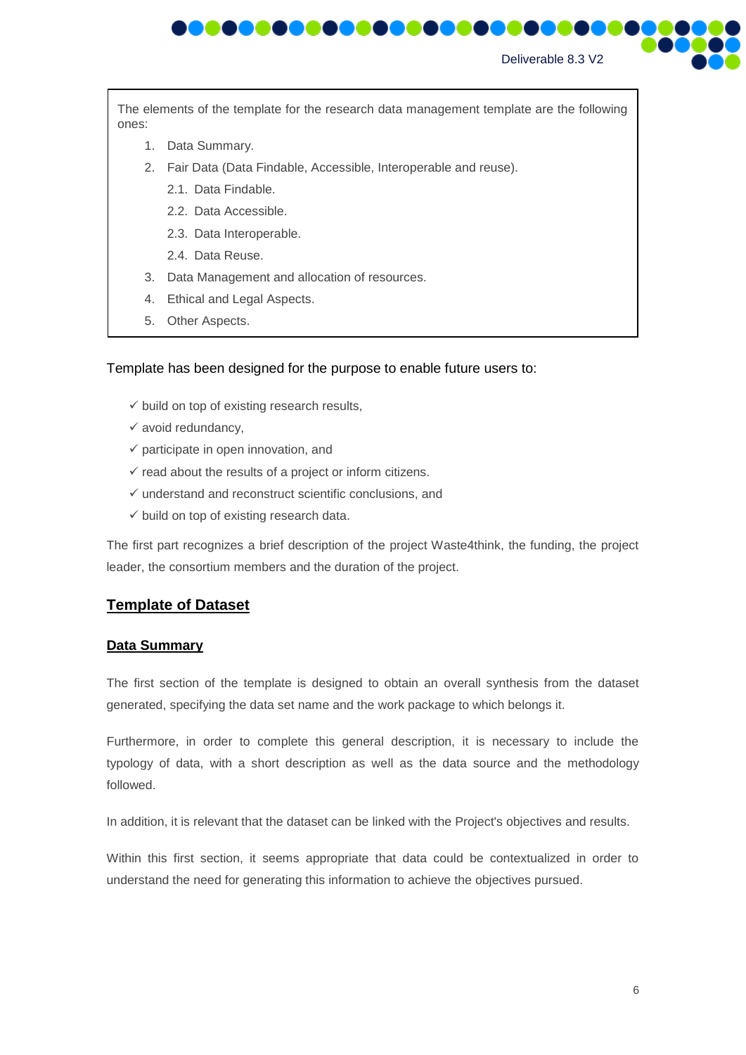The elements of the template for the research data management template are the following ones:

1. Data Summary.
2. Fair Data (Data Findable, Accessible, Interoperable and reuse).
   2.1. Data Findable.
   2.2. Data Accessible.
   2.3. Data Interoperable.
   2.4. Data Reuse.
3. Data Management and allocation of resources.
4. Ethical and Legal Aspects.
5. Other Aspects.

Template has been designed for the purpose to enable future users to:

- ✓ build on top of existing research results,
- ✓ avoid redundancy,
- ✓ participate in open innovation, and
- ✓ read about the results of a project or inform citizens.
- ✓ understand and reconstruct scientific conclusions, and
- ✓ build on top of existing research data.

The first part recognizes a brief description of the project Waste4think, the funding, the project leader, the consortium members and the duration of the project.

## Template of Dataset

### Data Summary

The first section of the template is designed to obtain an overall synthesis from the dataset generated, specifying the data set name and the work package to which belongs it.

Furthermore, in order to complete this general description, it is necessary to include the typology of data, with a short description as well as the data source and the methodology followed.

In addition, it is relevant that the dataset can be linked with the Project's objectives and results.

Within this first section, it seems appropriate that data could be contextualized in order to understand the need for generating this information to achieve the objectives pursued.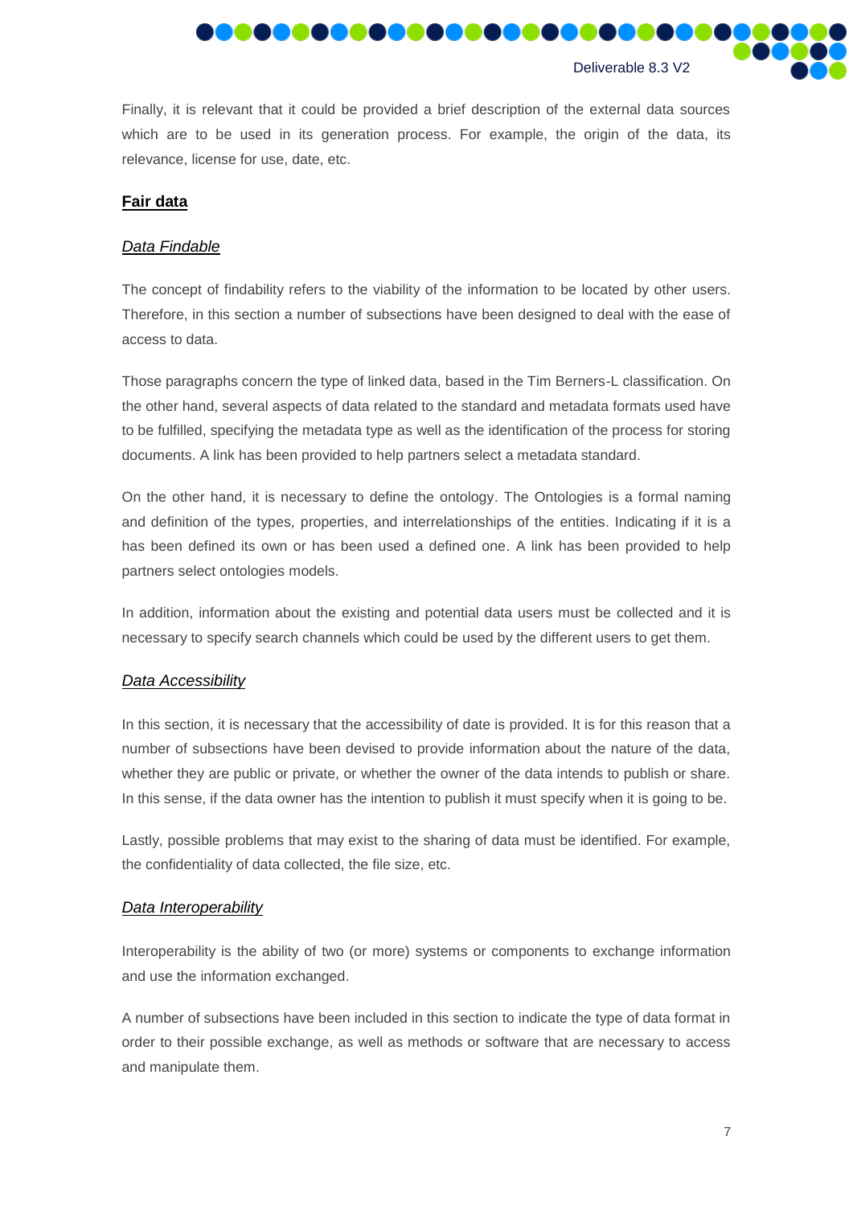Finally, it is relevant that it could be provided a brief description of the external data sources which are to be used in its generation process. For example, the origin of the data, its relevance, license for use, date, etc.

## **Fair data**

### *Data Findable*

The concept of findability refers to the viability of the information to be located by other users. Therefore, in this section a number of subsections have been designed to deal with the ease of access to data.

Those paragraphs concern the type of linked data, based in the Tim Berners-L classification. On the other hand, several aspects of data related to the standard and metadata formats used have to be fulfilled, specifying the metadata type as well as the identification of the process for storing documents. A link has been provided to help partners select a metadata standard.

On the other hand, it is necessary to define the ontology. The Ontologies is a formal naming and definition of the types, properties, and interrelationships of the entities. Indicating if it is a has been defined its own or has been used a defined one. A link has been provided to help partners select ontologies models.

In addition, information about the existing and potential data users must be collected and it is necessary to specify search channels which could be used by the different users to get them.

### *Data Accessibility*

In this section, it is necessary that the accessibility of date is provided. It is for this reason that a number of subsections have been devised to provide information about the nature of the data, whether they are public or private, or whether the owner of the data intends to publish or share. In this sense, if the data owner has the intention to publish it must specify when it is going to be.

Lastly, possible problems that may exist to the sharing of data must be identified. For example, the confidentiality of data collected, the file size, etc.

### *Data Interoperability*

Interoperability is the ability of two (or more) systems or components to exchange information and use the information exchanged.

A number of subsections have been included in this section to indicate the type of data format in order to their possible exchange, as well as methods or software that are necessary to access and manipulate them.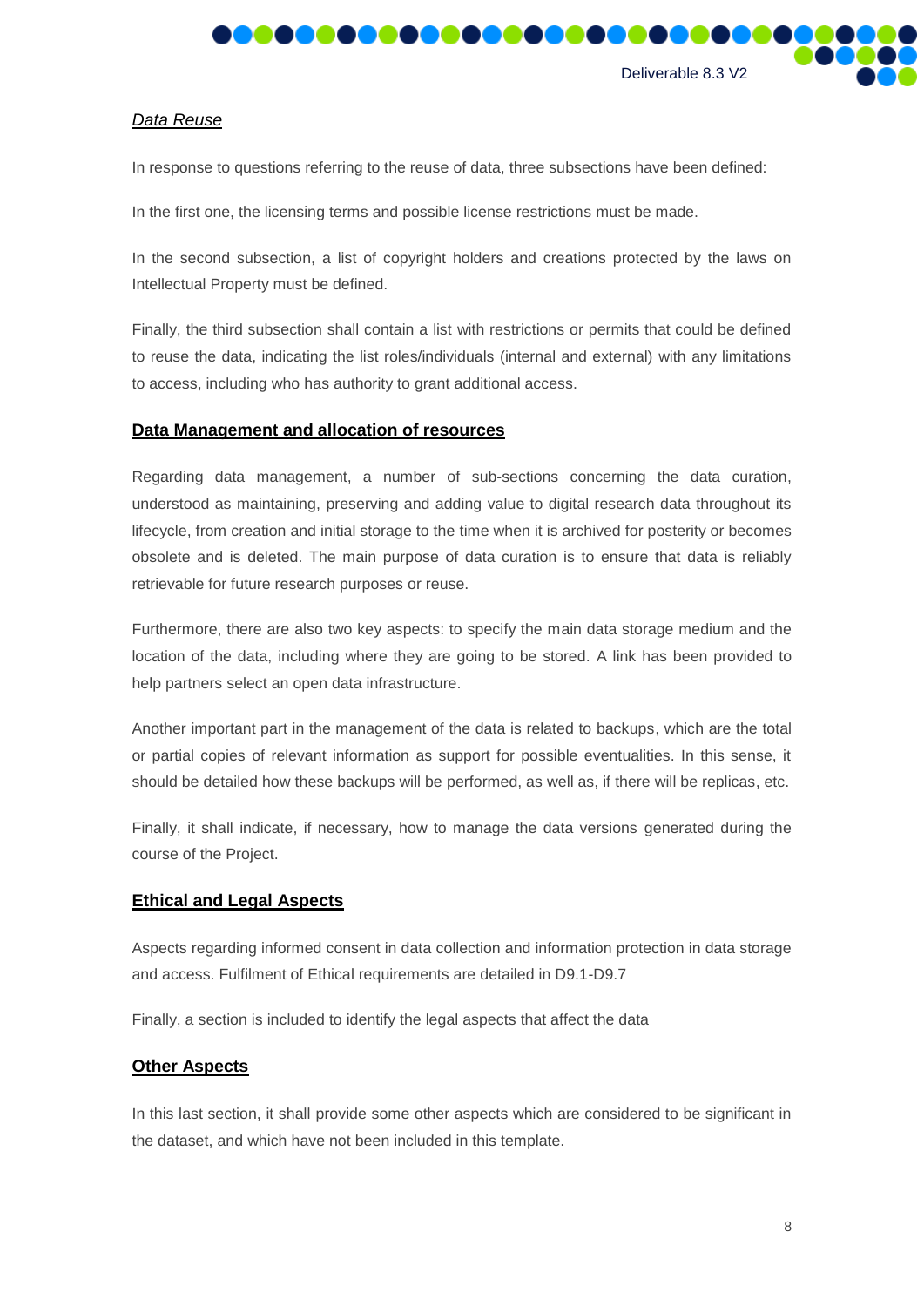*Data Reuse*

In response to questions referring to the reuse of data, three subsections have been defined:

In the first one, the licensing terms and possible license restrictions must be made.

In the second subsection, a list of copyright holders and creations protected by the laws on Intellectual Property must be defined.

Finally, the third subsection shall contain a list with restrictions or permits that could be defined to reuse the data, indicating the list roles/individuals (internal and external) with any limitations to access, including who has authority to grant additional access.

**Data Management and allocation of resources**

Regarding data management, a number of sub-sections concerning the data curation, understood as maintaining, preserving and adding value to digital research data throughout its lifecycle, from creation and initial storage to the time when it is archived for posterity or becomes obsolete and is deleted. The main purpose of data curation is to ensure that data is reliably retrievable for future research purposes or reuse.

Furthermore, there are also two key aspects: to specify the main data storage medium and the location of the data, including where they are going to be stored. A link has been provided to help partners select an open data infrastructure.

Another important part in the management of the data is related to backups, which are the total or partial copies of relevant information as support for possible eventualities. In this sense, it should be detailed how these backups will be performed, as well as, if there will be replicas, etc.

Finally, it shall indicate, if necessary, how to manage the data versions generated during the course of the Project.

**Ethical and Legal Aspects**

Aspects regarding informed consent in data collection and information protection in data storage and access. Fulfilment of Ethical requirements are detailed in D9.1-D9.7

Finally, a section is included to identify the legal aspects that affect the data

**Other Aspects**

In this last section, it shall provide some other aspects which are considered to be significant in the dataset, and which have not been included in this template.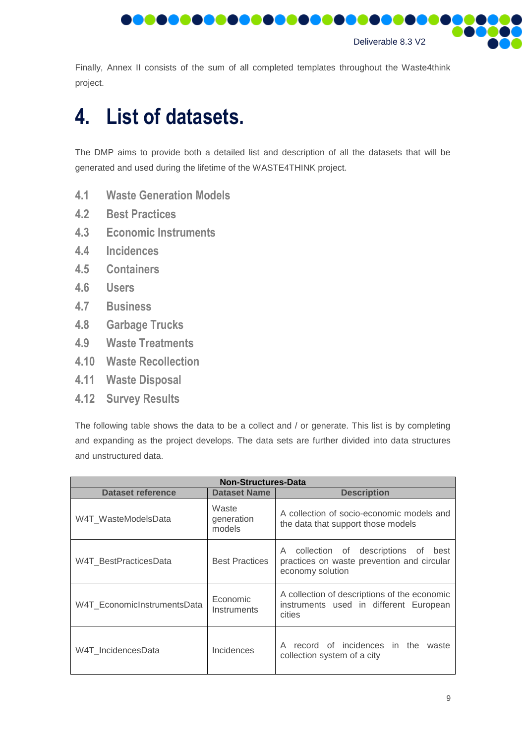Finally, Annex II consists of the sum of all completed templates throughout the Waste4think project.

# 4. List of datasets.

The DMP aims to provide both a detailed list and description of all the datasets that will be generated and used during the lifetime of the WASTE4THINK project.

## 4.1 Waste Generation Models
## 4.2 Best Practices
## 4.3 Economic Instruments
## 4.4 Incidences
## 4.5 Containers
## 4.6 Users
## 4.7 Business
## 4.8 Garbage Trucks
## 4.9 Waste Treatments
## 4.10 Waste Recollection
## 4.11 Waste Disposal
## 4.12 Survey Results

The following table shows the data to be a collect and / or generate. This list is by completing and expanding as the project develops. The data sets are further divided into data structures and unstructured data.

| Non-Structures-Data | | |
|---|---|---|
| **Dataset reference** | **Dataset Name** | **Description** |
| W4T_WasteModelsData | Waste generation models | A collection of socio-economic models and the data that support those models |
| W4T_BestPracticesData | Best Practices | A collection of descriptions of best practices on waste prevention and circular economy solution |
| W4T_EconomicInstrumentsData | Economic Instruments | A collection of descriptions of the economic instruments used in different European cities |
| W4T_IncidencesData | Incidences | A record of incidences in the waste collection system of a city |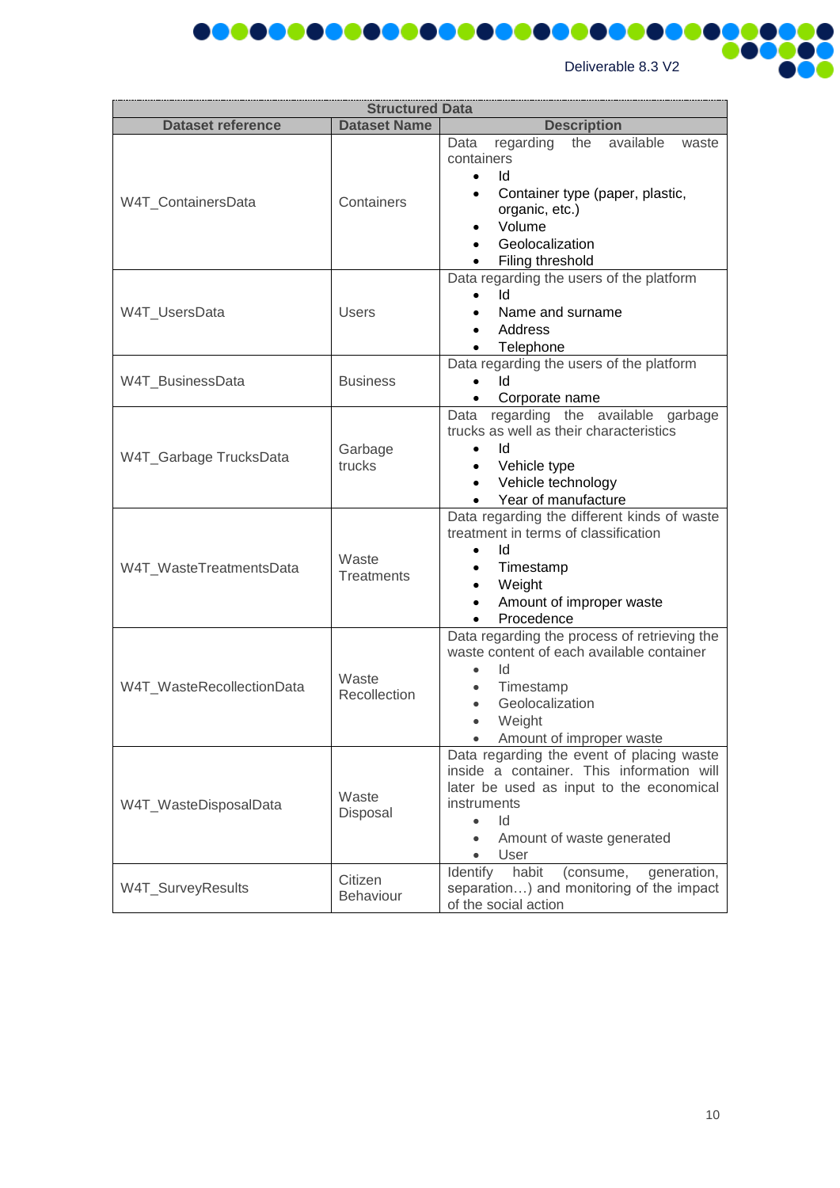| Structured Data | | |
|---|---|---|
| **Dataset reference** | **Dataset Name** | **Description** |
| W4T_ContainersData | Containers | Data regarding the available waste containers<br>• Id<br>• Container type (paper, plastic, organic, etc.)<br>• Volume<br>• Geolocalization<br>• Filing threshold |
| W4T_UsersData | Users | Data regarding the users of the platform<br>• Id<br>• Name and surname<br>• Address<br>• Telephone |
| W4T_BusinessData | Business | Data regarding the users of the platform<br>• Id<br>• Corporate name |
| W4T_Garbage TrucksData | Garbage trucks | Data regarding the available garbage trucks as well as their characteristics<br>• Id<br>• Vehicle type<br>• Vehicle technology<br>• Year of manufacture |
| W4T_WasteTreatmentsData | Waste Treatments | Data regarding the different kinds of waste treatment in terms of classification<br>• Id<br>• Timestamp<br>• Weight<br>• Amount of improper waste<br>• Procedence |
| W4T_WasteRecollectionData | Waste Recollection | Data regarding the process of retrieving the waste content of each available container<br>• Id<br>• Timestamp<br>• Geolocalization<br>• Weight<br>• Amount of improper waste |
| W4T_WasteDisposalData | Waste Disposal | Data regarding the event of placing waste inside a container. This information will later be used as input to the economical instruments<br>• Id<br>• Amount of waste generated<br>• User |
| W4T_SurveyResults | Citizen Behaviour | Identify habit (consume, generation, separation…) and monitoring of the impact of the social action |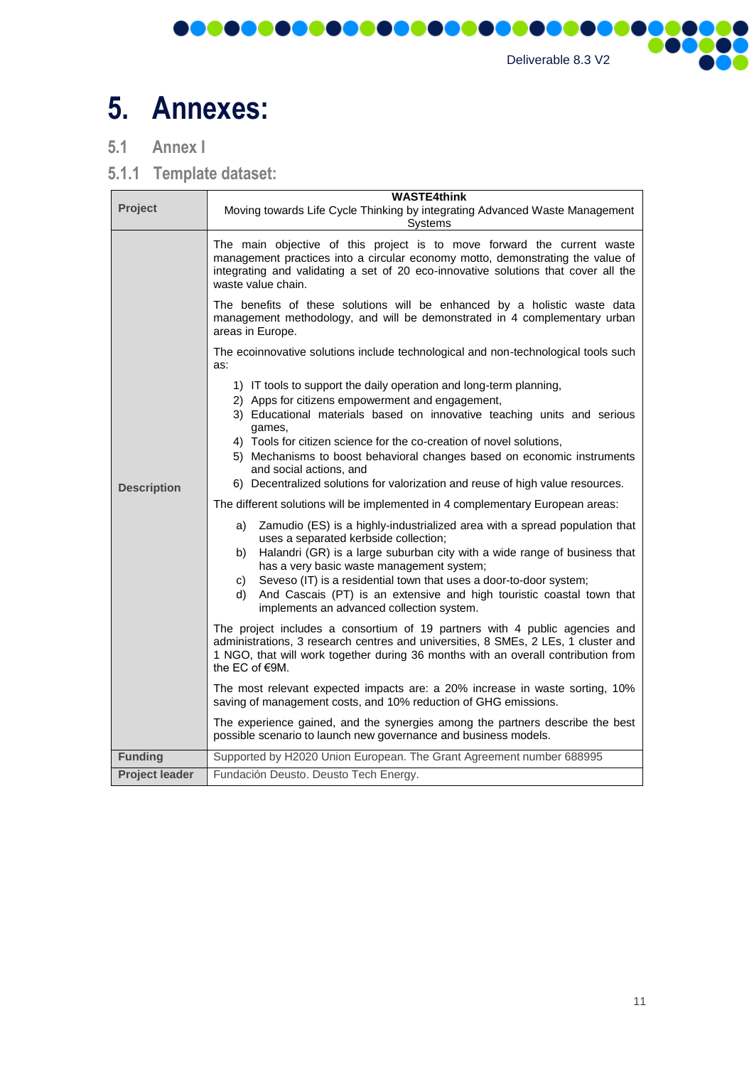# 5. Annexes:

## 5.1 Annex I

### 5.1.1 Template dataset:

| **Project** | **WASTE4think**<br>Moving towards Life Cycle Thinking by integrating Advanced Waste Management Systems |
|---|---|
| **Description** | The main objective of this project is to move forward the current waste management practices into a circular economy motto, demonstrating the value of integrating and validating a set of 20 eco-innovative solutions that cover all the waste value chain.<br><br>The benefits of these solutions will be enhanced by a holistic waste data management methodology, and will be demonstrated in 4 complementary urban areas in Europe.<br><br>The ecoinnovative solutions include technological and non-technological tools such as:<br><br>1) IT tools to support the daily operation and long-term planning,<br>2) Apps for citizens empowerment and engagement,<br>3) Educational materials based on innovative teaching units and serious games,<br>4) Tools for citizen science for the co-creation of novel solutions,<br>5) Mechanisms to boost behavioral changes based on economic instruments and social actions, and<br>6) Decentralized solutions for valorization and reuse of high value resources.<br><br>The different solutions will be implemented in 4 complementary European areas:<br><br>a) Zamudio (ES) is a highly-industrialized area with a spread population that uses a separated kerbside collection;<br>b) Halandri (GR) is a large suburban city with a wide range of business that has a very basic waste management system;<br>c) Seveso (IT) is a residential town that uses a door-to-door system;<br>d) And Cascais (PT) is an extensive and high touristic coastal town that implements an advanced collection system.<br><br>The project includes a consortium of 19 partners with 4 public agencies and administrations, 3 research centres and universities, 8 SMEs, 2 LEs, 1 cluster and 1 NGO, that will work together during 36 months with an overall contribution from the EC of €9M.<br><br>The most relevant expected impacts are: a 20% increase in waste sorting, 10% saving of management costs, and 10% reduction of GHG emissions.<br><br>The experience gained, and the synergies among the partners describe the best possible scenario to launch new governance and business models. |
| **Funding** | Supported by H2020 Union European. The Grant Agreement number 688995 |
| **Project leader** | Fundación Deusto. Deusto Tech Energy. |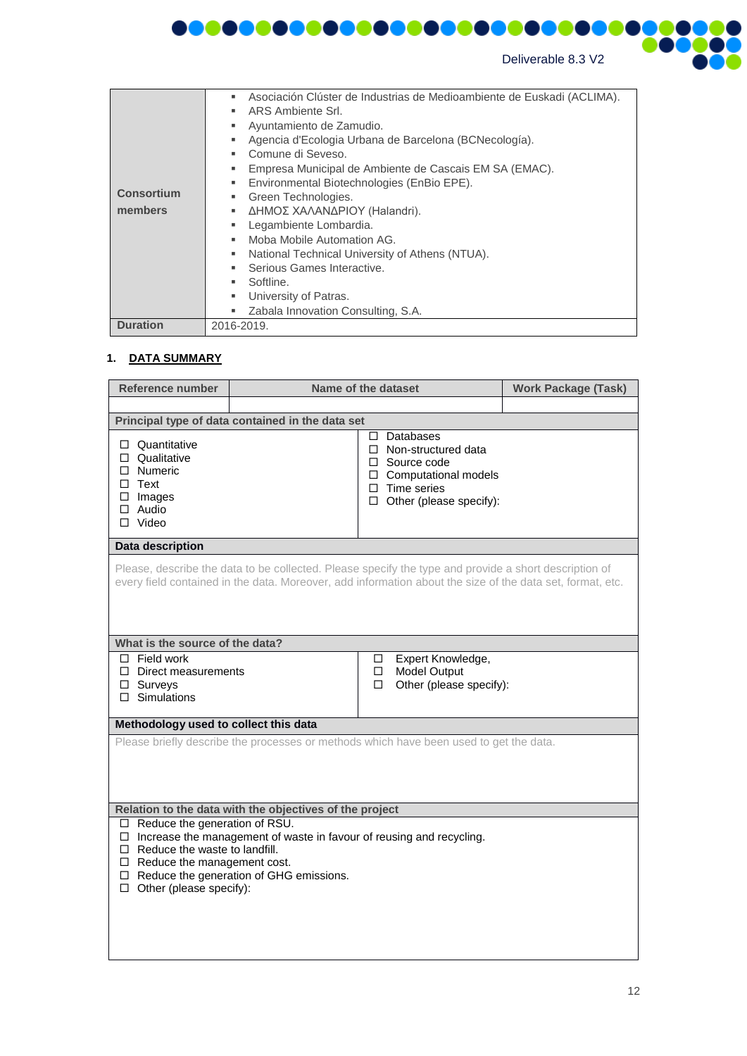| Consortium members | ▪ Asociación Clúster de Industrias de Medioambiente de Euskadi (ACLIMA).<br>▪ ARS Ambiente Srl.<br>▪ Ayuntamiento de Zamudio.<br>▪ Agencia d'Ecologia Urbana de Barcelona (BCNecología).<br>▪ Comune di Seveso.<br>▪ Empresa Municipal de Ambiente de Cascais EM SA (EMAC).<br>▪ Environmental Biotechnologies (EnBio EPE).<br>▪ Green Technologies.<br>▪ ΔΗΜΟΣ ΧΑΛΑΝΔΡΙΟΥ (Halandri).<br>▪ Legambiente Lombardia.<br>▪ Moba Mobile Automation AG.<br>▪ National Technical University of Athens (NTUA).<br>▪ Serious Games Interactive.<br>▪ Softline.<br>▪ University of Patras.<br>▪ Zabala Innovation Consulting, S.A. |
|---|---|
| **Duration** | 2016-2019. |

## 1. DATA SUMMARY

| Reference number | Name of the dataset | Work Package (Task) |
|---|---|---|
| | | |

| **Principal type of data contained in the data set** | |
|---|---|
| ☐ Quantitative<br>☐ Qualitative<br>☐ Numeric<br>☐ Text<br>☐ Images<br>☐ Audio<br>☐ Video | ☐ Databases<br>☐ Non-structured data<br>☐ Source code<br>☐ Computational models<br>☐ Time series<br>☐ Other (please specify): |
| **Data description** | |
| Please, describe the data to be collected. Please specify the type and provide a short description of every field contained in the data. Moreover, add information about the size of the data set, format, etc. | |
| **What is the source of the data?** | |
| ☐ Field work<br>☐ Direct measurements<br>☐ Surveys<br>☐ Simulations | ☐ Expert Knowledge,<br>☐ Model Output<br>☐ Other (please specify): |
| **Methodology used to collect this data** | |
| Please briefly describe the processes or methods which have been used to get the data. | |
| **Relation to the data with the objectives of the project** | |
| ☐ Reduce the generation of RSU.<br>☐ Increase the management of waste in favour of reusing and recycling.<br>☐ Reduce the waste to landfill.<br>☐ Reduce the management cost.<br>☐ Reduce the generation of GHG emissions.<br>☐ Other (please specify): | |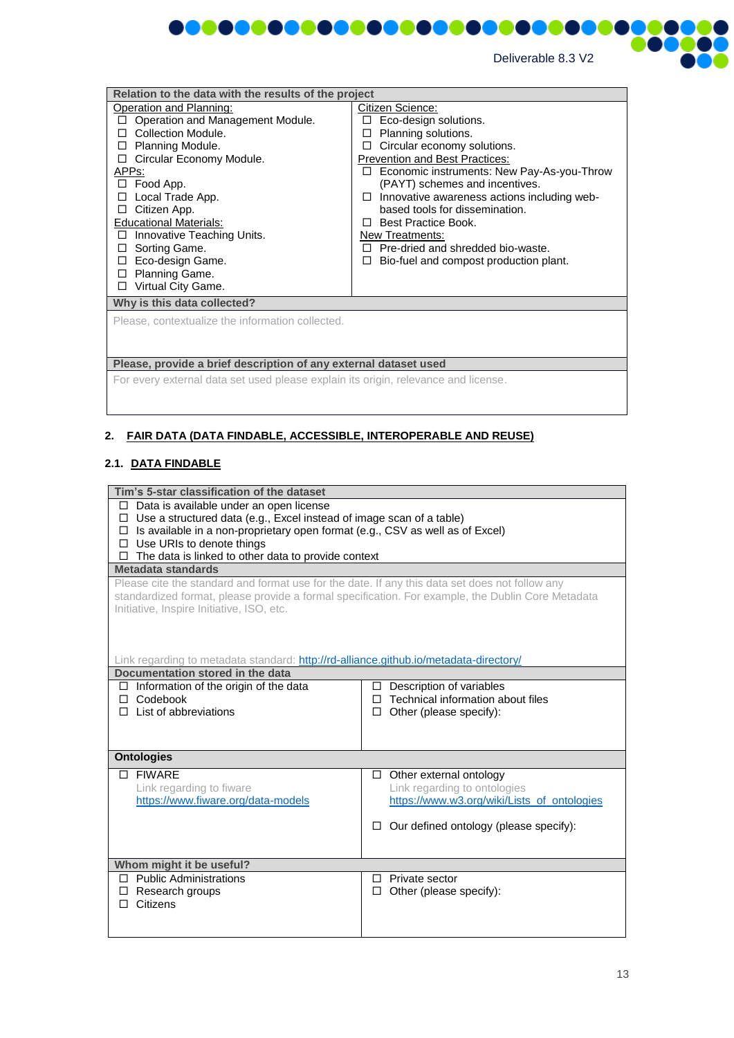| Relation to the data with the results of the project | |
|---|---|
| Operation and Planning:<br>☐ Operation and Management Module.<br>☐ Collection Module.<br>☐ Planning Module.<br>☐ Circular Economy Module.<br>APPs:<br>☐ Food App.<br>☐ Local Trade App.<br>☐ Citizen App.<br>Educational Materials:<br>☐ Innovative Teaching Units.<br>☐ Sorting Game.<br>☐ Eco-design Game.<br>☐ Planning Game.<br>☐ Virtual City Game. | Citizen Science:<br>☐ Eco-design solutions.<br>☐ Planning solutions.<br>☐ Circular economy solutions.<br>Prevention and Best Practices:<br>☐ Economic instruments: New Pay-As-you-Throw (PAYT) schemes and incentives.<br>☐ Innovative awareness actions including web-based tools for dissemination.<br>☐ Best Practice Book.<br>New Treatments:<br>☐ Pre-dried and shredded bio-waste.<br>☐ Bio-fuel and compost production plant. |
| **Why is this data collected?** | |
| Please, contextualize the information collected. | |
| **Please, provide a brief description of any external dataset used** | |
| For every external data set used please explain its origin, relevance and license. | |

## 2. FAIR DATA (DATA FINDABLE, ACCESSIBLE, INTEROPERABLE AND REUSE)

### 2.1. DATA FINDABLE

| Tim's 5-star classification of the dataset | |
|---|---|
| ☐ Data is available under an open license<br>☐ Use a structured data (e.g., Excel instead of image scan of a table)<br>☐ Is available in a non-proprietary open format (e.g., CSV as well as of Excel)<br>☐ Use URIs to denote things<br>☐ The data is linked to other data to provide context | |
| **Metadata standards** | |
| Please cite the standard and format use for the date. If any this data set does not follow any standardized format, please provide a formal specification. For example, the Dublin Core Metadata Initiative, Inspire Initiative, ISO, etc.<br><br>Link regarding to metadata standard: http://rd-alliance.github.io/metadata-directory/ | |
| **Documentation stored in the data** | |
| ☐ Information of the origin of the data<br>☐ Codebook<br>☐ List of abbreviations | ☐ Description of variables<br>☐ Technical information about files<br>☐ Other (please specify): |
| **Ontologies** | |
| ☐ FIWARE<br>Link regarding to fiware<br>https://www.fiware.org/data-models | ☐ Other external ontology<br>Link regarding to ontologies<br>https://www.w3.org/wiki/Lists_of_ontologies<br><br>☐ Our defined ontology (please specify): |
| **Whom might it be useful?** | |
| ☐ Public Administrations<br>☐ Research groups<br>☐ Citizens | ☐ Private sector<br>☐ Other (please specify): |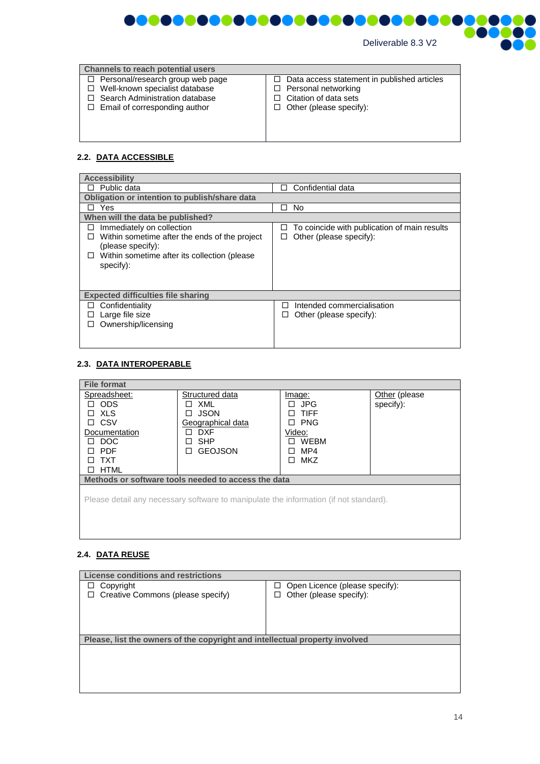| Channels to reach potential users | |
|---|---|
| ☐ Personal/research group web page<br>☐ Well-known specialist database<br>☐ Search Administration database<br>☐ Email of corresponding author | ☐ Data access statement in published articles<br>☐ Personal networking<br>☐ Citation of data sets<br>☐ Other (please specify): |

### 2.2. DATA ACCESSIBLE

| Accessibility | |
|---|---|
| ☐ Public data | ☐ Confidential data |
| **Obligation or intention to publish/share data** | |
| ☐ Yes | ☐ No |
| **When will the data be published?** | |
| ☐ Immediately on collection<br>☐ Within sometime after the ends of the project (please specify):<br>☐ Within sometime after its collection (please specify): | ☐ To coincide with publication of main results<br>☐ Other (please specify): |
| **Expected difficulties file sharing** | |
| ☐ Confidentiality<br>☐ Large file size<br>☐ Ownership/licensing | ☐ Intended commercialisation<br>☐ Other (please specify): |

### 2.3. DATA INTEROPERABLE

| File format | | | |
|---|---|---|---|
| Spreadsheet:<br>☐ ODS<br>☐ XLS<br>☐ CSV<br>Documentation<br>☐ DOC<br>☐ PDF<br>☐ TXT<br>☐ HTML | Structured data<br>☐ XML<br>☐ JSON<br>Geographical data<br>☐ DXF<br>☐ SHP<br>☐ GEOJSON | Image:<br>☐ JPG<br>☐ TIFF<br>☐ PNG<br>Video:<br>☐ WEBM<br>☐ MP4<br>☐ MKZ | Other (please specify): |
| **Methods or software tools needed to access the data** | | | |
| Please detail any necessary software to manipulate the information (if not standard). | | | |

### 2.4. DATA REUSE

| License conditions and restrictions | |
|---|---|
| ☐ Copyright<br>☐ Creative Commons (please specify) | ☐ Open Licence (please specify):<br>☐ Other (please specify): |
| **Please, list the owners of the copyright and intellectual property involved** | |
| | |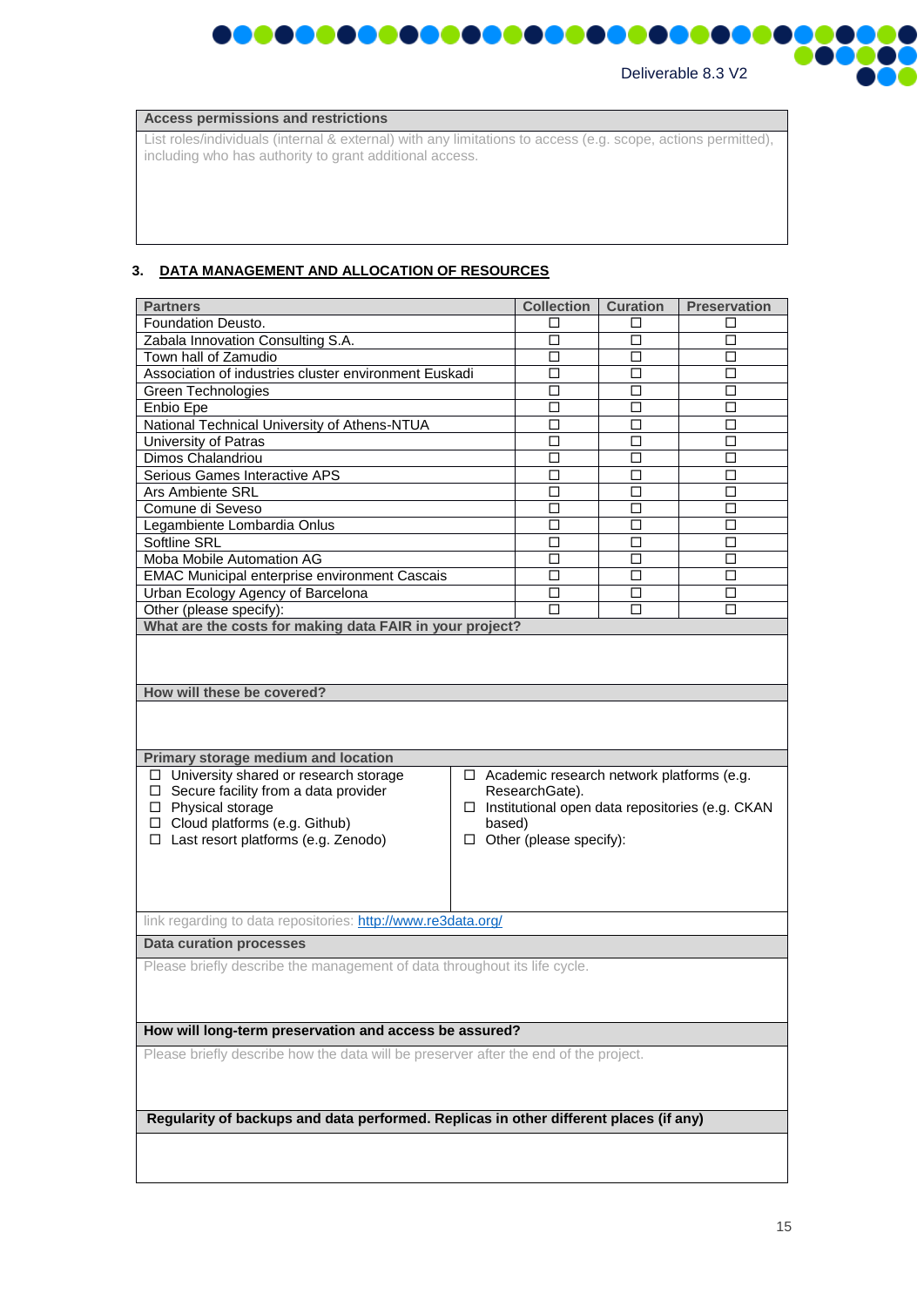| Access permissions and restrictions |
|---|
| List roles/individuals (internal & external) with any limitations to access (e.g. scope, actions permitted), including who has authority to grant additional access. |

## 3. DATA MANAGEMENT AND ALLOCATION OF RESOURCES

| Partners | Collection | Curation | Preservation |
|---|---|---|---|
| Foundation Deusto. | ☐ | ☐ | ☐ |
| Zabala Innovation Consulting S.A. | ☐ | ☐ | ☐ |
| Town hall of Zamudio | ☐ | ☐ | ☐ |
| Association of industries cluster environment Euskadi | ☐ | ☐ | ☐ |
| Green Technologies | ☐ | ☐ | ☐ |
| Enbio Epe | ☐ | ☐ | ☐ |
| National Technical University of Athens-NTUA | ☐ | ☐ | ☐ |
| University of Patras | ☐ | ☐ | ☐ |
| Dimos Chalandriou | ☐ | ☐ | ☐ |
| Serious Games Interactive APS | ☐ | ☐ | ☐ |
| Ars Ambiente SRL | ☐ | ☐ | ☐ |
| Comune di Seveso | ☐ | ☐ | ☐ |
| Legambiente Lombardia Onlus | ☐ | ☐ | ☐ |
| Softline SRL | ☐ | ☐ | ☐ |
| Moba Mobile Automation AG | ☐ | ☐ | ☐ |
| EMAC Municipal enterprise environment Cascais | ☐ | ☐ | ☐ |
| Urban Ecology Agency of Barcelona | ☐ | ☐ | ☐ |
| Other (please specify): | ☐ | ☐ | ☐ |

| What are the costs for making data FAIR in your project? |
|---|
| |

| How will these be covered? |
|---|
| |

| Primary storage medium and location | |
|---|---|
| ☐ University shared or research storage<br>☐ Secure facility from a data provider<br>☐ Physical storage<br>☐ Cloud platforms (e.g. Github)<br>☐ Last resort platforms (e.g. Zenodo) | ☐ Academic research network platforms (e.g. ResearchGate).<br>☐ Institutional open data repositories (e.g. CKAN based)<br>☐ Other (please specify): |
| link regarding to data repositories: http://www.re3data.org/ | |

| Data curation processes |
|---|
| Please briefly describe the management of data throughout its life cycle. |

| How will long-term preservation and access be assured? |
|---|
| Please briefly describe how the data will be preserver after the end of the project. |

| Regularity of backups and data performed. Replicas in other different places (if any) |
|---|
| |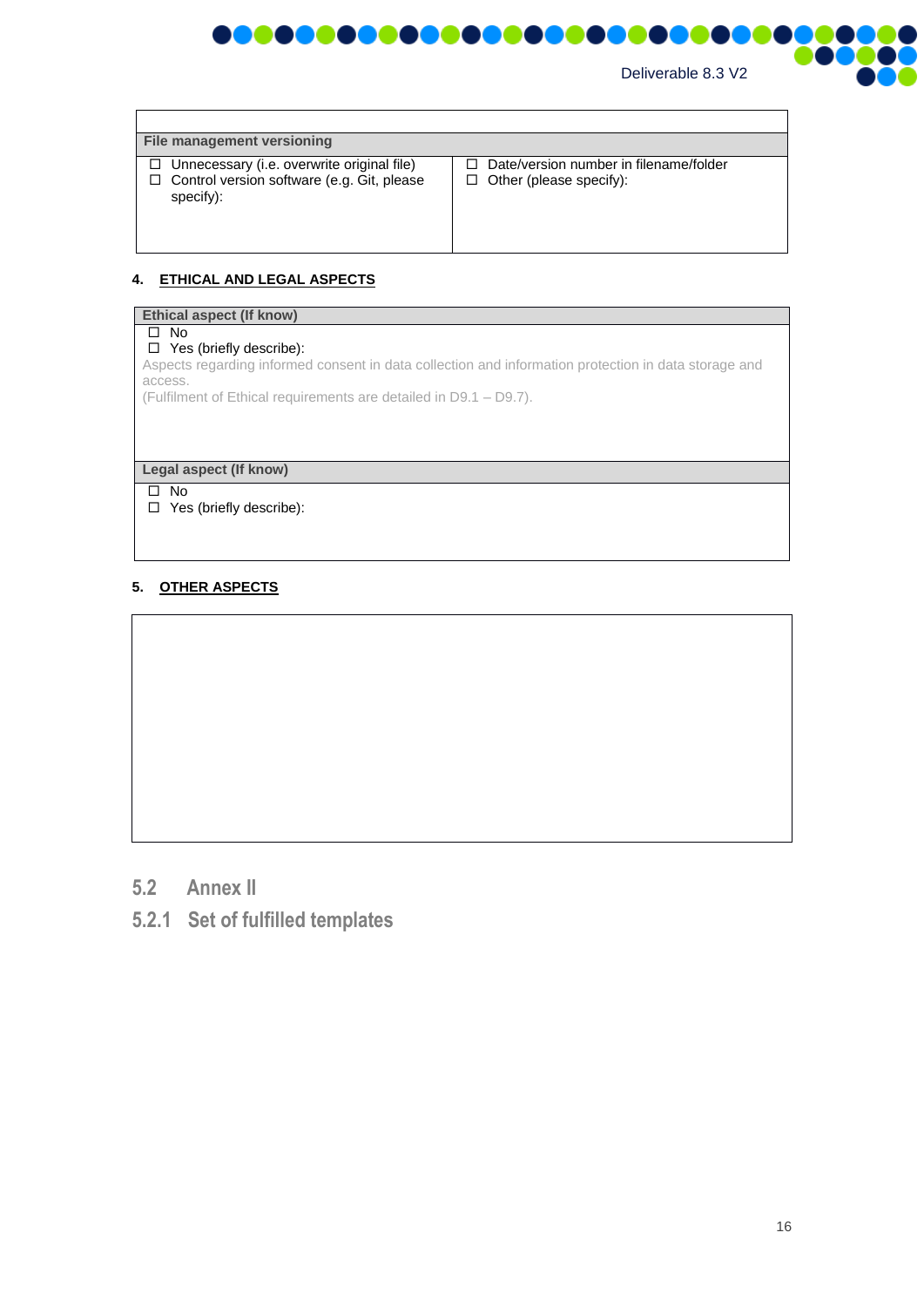| File management versioning | |
|---|---|
| ☐ Unnecessary (i.e. overwrite original file)<br>☐ Control version software (e.g. Git, please specify): | ☐ Date/version number in filename/folder<br>☐ Other (please specify): |

**4. ETHICAL AND LEGAL ASPECTS**

| Ethical aspect (If know) |
|---|
| ☐ No<br>☐ Yes (briefly describe):<br>Aspects regarding informed consent in data collection and information protection in data storage and access.<br>(Fulfilment of Ethical requirements are detailed in D9.1 – D9.7). |
| **Legal aspect (If know)** |
| ☐ No<br>☐ Yes (briefly describe): |

**5. OTHER ASPECTS**

| |
|---|
| |

## 5.2 Annex II

### 5.2.1 Set of fulfilled templates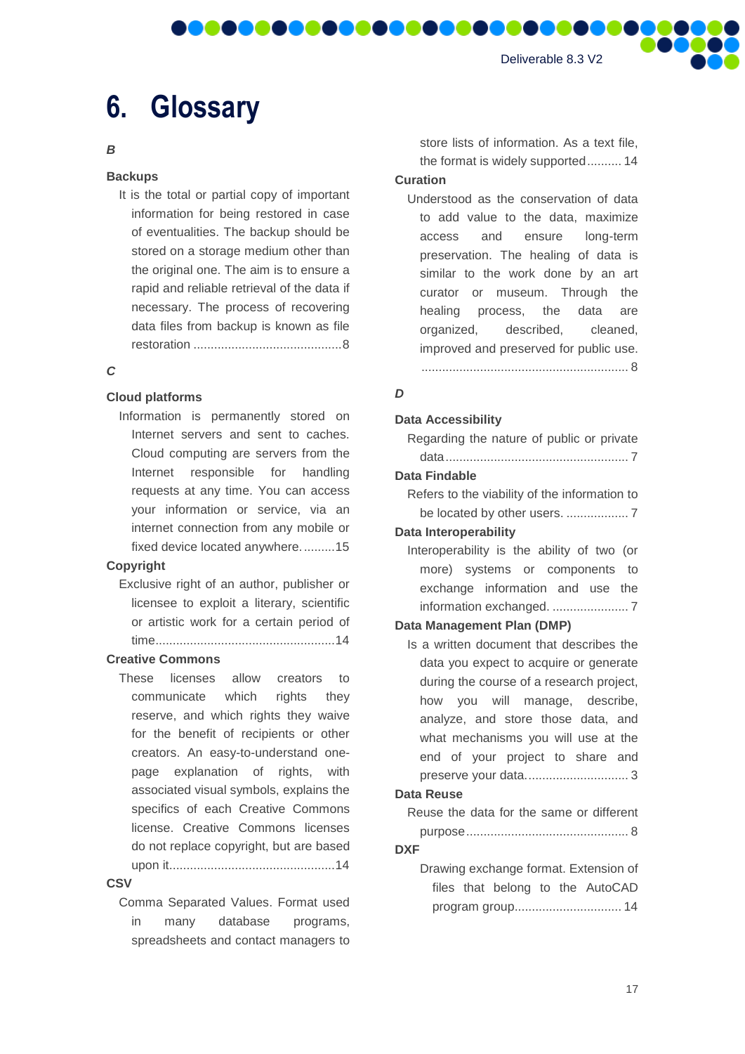# 6. Glossary

*B*

**Backups**

It is the total or partial copy of important information for being restored in case of eventualities. The backup should be stored on a storage medium other than the original one. The aim is to ensure a rapid and reliable retrieval of the data if necessary. The process of recovering data files from backup is known as file restoration ........................................... 8

*C*

**Cloud platforms**

Information is permanently stored on Internet servers and sent to caches. Cloud computing are servers from the Internet responsible for handling requests at any time. You can access your information or service, via an internet connection from any mobile or fixed device located anywhere. ......... 15

**Copyright**

Exclusive right of an author, publisher or licensee to exploit a literary, scientific or artistic work for a certain period of time.................................................... 14

**Creative Commons**

These licenses allow creators to communicate which rights they reserve, and which rights they waive for the benefit of recipients or other creators. An easy-to-understand one-page explanation of rights, with associated visual symbols, explains the specifics of each Creative Commons license. Creative Commons licenses do not replace copyright, but are based upon it................................................ 14

**CSV**

Comma Separated Values. Format used in many database programs, spreadsheets and contact managers to store lists of information. As a text file, the format is widely supported .......... 14

**Curation**

Understood as the conservation of data to add value to the data, maximize access and ensure long-term preservation. The healing of data is similar to the work done by an art curator or museum. Through the healing process, the data are organized, described, cleaned, improved and preserved for public use. ............................................................ 8

*D*

**Data Accessibility**

Regarding the nature of public or private data..................................................... 7

**Data Findable**

Refers to the viability of the information to be located by other users. .................. 7

**Data Interoperability**

Interoperability is the ability of two (or more) systems or components to exchange information and use the information exchanged. ...................... 7

**Data Management Plan (DMP)**

Is a written document that describes the data you expect to acquire or generate during the course of a research project, how you will manage, describe, analyze, and store those data, and what mechanisms you will use at the end of your project to share and preserve your data............................. 3

**Data Reuse**

Reuse the data for the same or different purpose............................................... 8

**DXF**

Drawing exchange format. Extension of files that belong to the AutoCAD program group............................... 14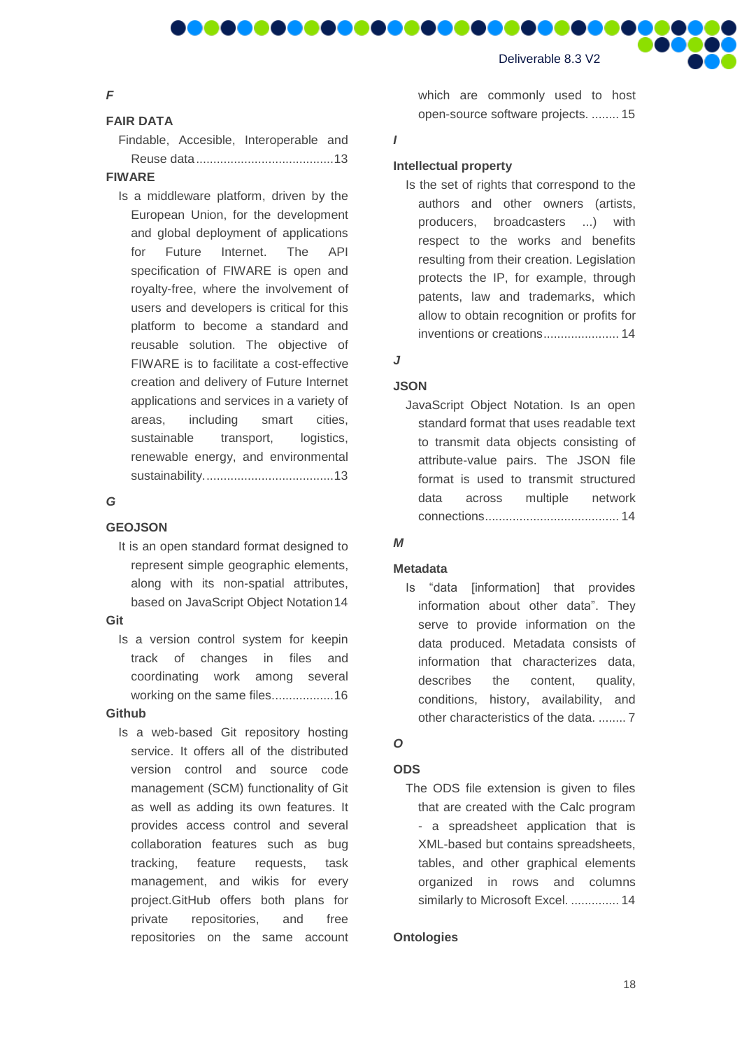*F*

**FAIR DATA**

Findable, Accesible, Interoperable and Reuse data........................................13

**FIWARE**

Is a middleware platform, driven by the European Union, for the development and global deployment of applications for Future Internet. The API specification of FIWARE is open and royalty-free, where the involvement of users and developers is critical for this platform to become a standard and reusable solution. The objective of FIWARE is to facilitate a cost-effective creation and delivery of Future Internet applications and services in a variety of areas, including smart cities, sustainable transport, logistics, renewable energy, and environmental sustainability......................................13

*G*

**GEOJSON**

It is an open standard format designed to represent simple geographic elements, along with its non-spatial attributes, based on JavaScript Object Notation 14

**Git**

Is a version control system for keepin track of changes in files and coordinating work among several working on the same files..................16

**Github**

Is a web-based Git repository hosting service. It offers all of the distributed version control and source code management (SCM) functionality of Git as well as adding its own features. It provides access control and several collaboration features such as bug tracking, feature requests, task management, and wikis for every project.GitHub offers both plans for private repositories, and free repositories on the same account which are commonly used to host open-source software projects. ........ 15

*I*

**Intellectual property**

Is the set of rights that correspond to the authors and other owners (artists, producers, broadcasters ...) with respect to the works and benefits resulting from their creation. Legislation protects the IP, for example, through patents, law and trademarks, which allow to obtain recognition or profits for inventions or creations...................... 14

*J*

**JSON**

JavaScript Object Notation. Is an open standard format that uses readable text to transmit data objects consisting of attribute-value pairs. The JSON file format is used to transmit structured data across multiple network connections....................................... 14

*M*

**Metadata**

Is "data [information] that provides information about other data". They serve to provide information on the data produced. Metadata consists of information that characterizes data, describes the content, quality, conditions, history, availability, and other characteristics of the data. ........ 7

*O*

**ODS**

The ODS file extension is given to files that are created with the Calc program - a spreadsheet application that is XML-based but contains spreadsheets, tables, and other graphical elements organized in rows and columns similarly to Microsoft Excel. .............. 14

**Ontologies**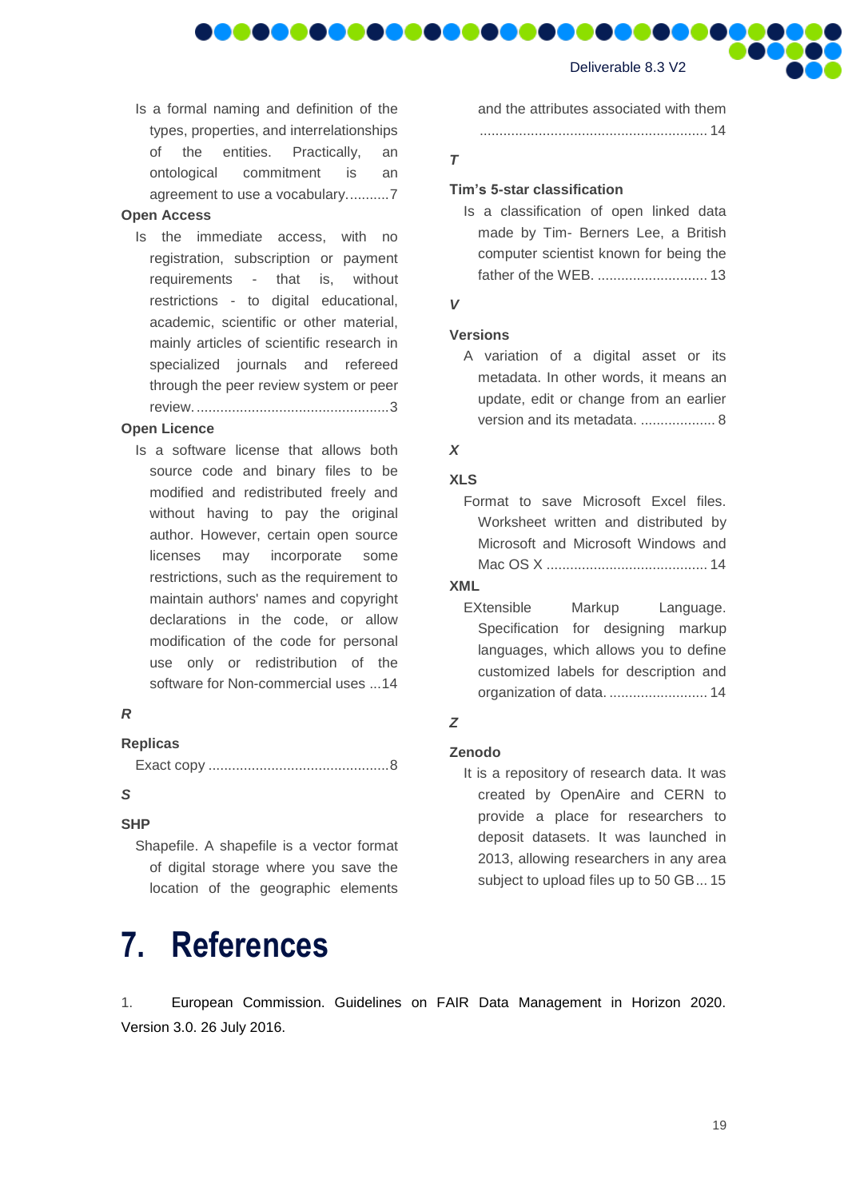Is a formal naming and definition of the types, properties, and interrelationships of the entities. Practically, an ontological commitment is an agreement to use a vocabulary...........7

**Open Access**

Is the immediate access, with no registration, subscription or payment requirements - that is, without restrictions - to digital educational, academic, scientific or other material, mainly articles of scientific research in specialized journals and refereed through the peer review system or peer review. ..................................................3

**Open Licence**

Is a software license that allows both source code and binary files to be modified and redistributed freely and without having to pay the original author. However, certain open source licenses may incorporate some restrictions, such as the requirement to maintain authors' names and copyright declarations in the code, or allow modification of the code for personal use only or redistribution of the software for Non-commercial uses ...14

***R***

**Replicas**

Exact copy ..............................................8

***S***

**SHP**

Shapefile. A shapefile is a vector format of digital storage where you save the location of the geographic elements and the attributes associated with them .......................................................... 14

***T***

**Tim's 5-star classification**

Is a classification of open linked data made by Tim- Berners Lee, a British computer scientist known for being the father of the WEB. ............................ 13

***V***

**Versions**

A variation of a digital asset or its metadata. In other words, it means an update, edit or change from an earlier version and its metadata. ................... 8

***X***

**XLS**

Format to save Microsoft Excel files. Worksheet written and distributed by Microsoft and Microsoft Windows and Mac OS X ......................................... 14

**XML**

EXtensible Markup Language. Specification for designing markup languages, which allows you to define customized labels for description and organization of data. ......................... 14

***Z***

**Zenodo**

It is a repository of research data. It was created by OpenAire and CERN to provide a place for researchers to deposit datasets. It was launched in 2013, allowing researchers in any area subject to upload files up to 50 GB... 15

# 7. References

1. European Commission. Guidelines on FAIR Data Management in Horizon 2020. Version 3.0. 26 July 2016.